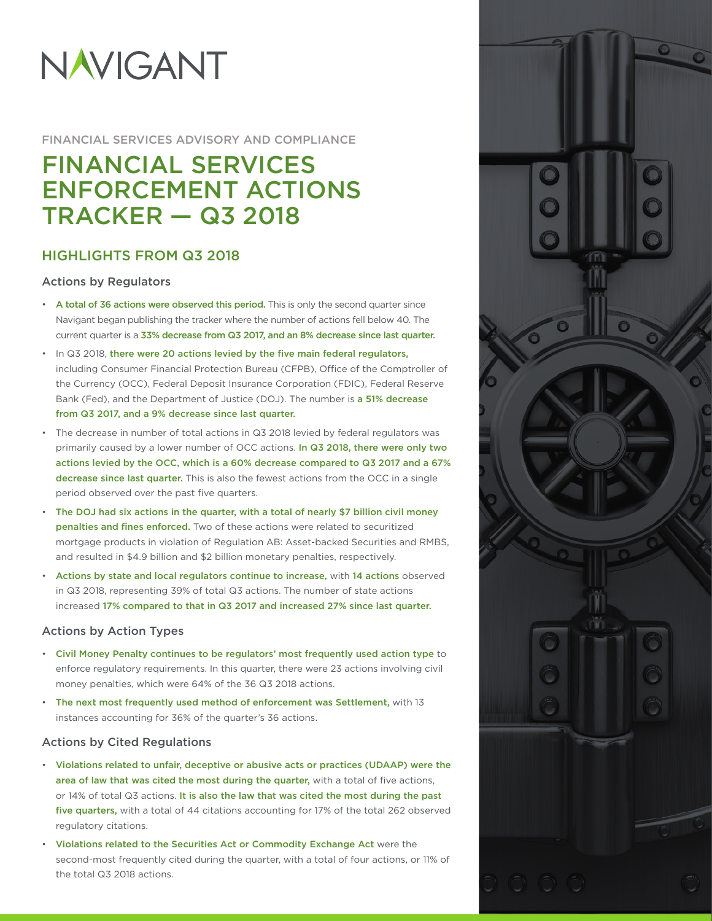# NAVIGANT

FINANCIAL SERVICES ADVISORY AND COMPLIANCE

# FINANCIAL SERVICES ENFORCEMENT ACTIONS TRACKER — Q3 2018

## HIGHLIGHTS FROM Q3 2018

### Actions by Regulators

- **A total of 36 actions were observed this period.** This is only the second quarter since Navigant began publishing the tracker where the number of actions fell below 40. The current quarter is a **33% decrease from Q3 2017, and an 8% decrease since last quarter.**
- In Q3 2018, **there were 20 actions levied by the five main federal regulators,** including Consumer Financial Protection Bureau (CFPB), Office of the Comptroller of the Currency (OCC), Federal Deposit Insurance Corporation (FDIC), Federal Reserve Bank (Fed), and the Department of Justice (DOJ). The number is **a 51% decrease from Q3 2017, and a 9% decrease since last quarter.**
- The decrease in number of total actions in Q3 2018 levied by federal regulators was primarily caused by a lower number of OCC actions. **In Q3 2018, there were only two actions levied by the OCC, which is a 60% decrease compared to Q3 2017 and a 67% decrease since last quarter.** This is also the fewest actions from the OCC in a single period observed over the past five quarters.
- **The DOJ had six actions in the quarter, with a total of nearly $7 billion civil money penalties and fines enforced.** Two of these actions were related to securitized mortgage products in violation of Regulation AB: Asset-backed Securities and RMBS, and resulted in $4.9 billion and $2 billion monetary penalties, respectively.
- **Actions by state and local regulators continue to increase,** with **14 actions** observed in Q3 2018, representing 39% of total Q3 actions. The number of state actions increased **17% compared to that in Q3 2017 and increased 27% since last quarter.**

### Actions by Action Types

- **Civil Money Penalty continues to be regulators' most frequently used action type** to enforce regulatory requirements. In this quarter, there were 23 actions involving civil money penalties, which were 64% of the 36 Q3 2018 actions.
- **The next most frequently used method of enforcement was Settlement,** with 13 instances accounting for 36% of the quarter's 36 actions.

### Actions by Cited Regulations

- **Violations related to unfair, deceptive or abusive acts or practices (UDAAP) were the area of law that was cited the most during the quarter,** with a total of five actions, or 14% of total Q3 actions. **It is also the law that was cited the most during the past five quarters,** with a total of 44 citations accounting for 17% of the total 262 observed regulatory citations.
- **Violations related to the Securities Act or Commodity Exchange Act** were the second-most frequently cited during the quarter, with a total of four actions, or 11% of the total Q3 2018 actions.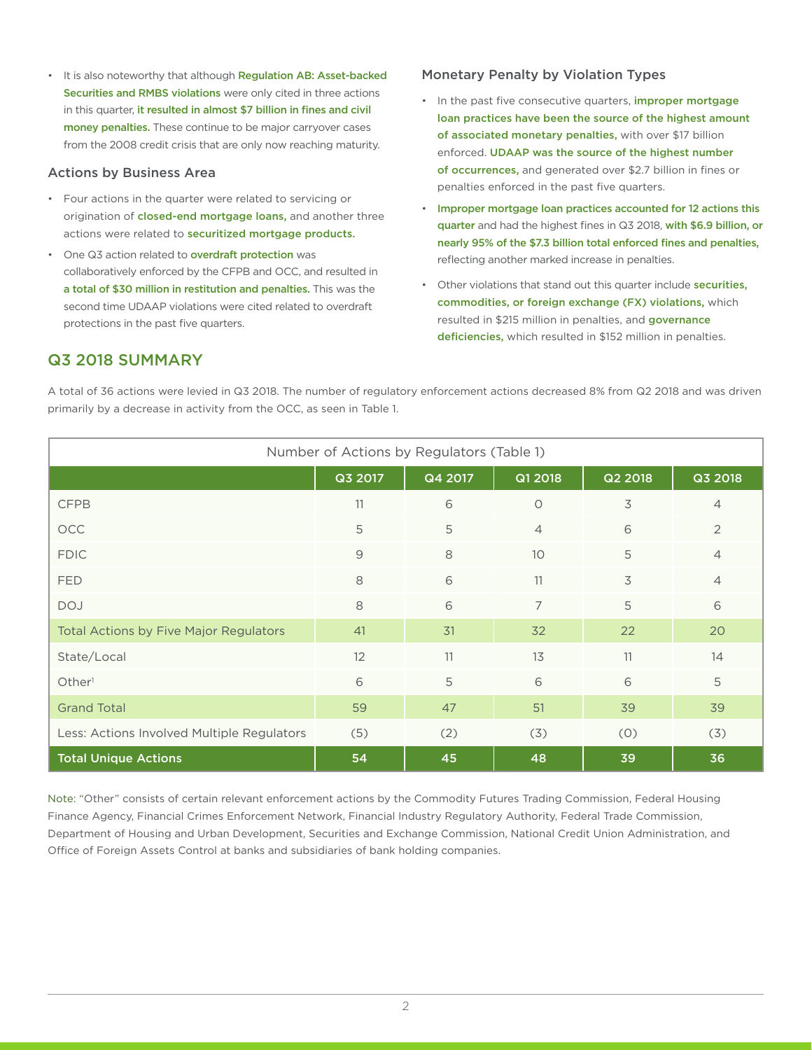- It is also noteworthy that although **Regulation AB: Asset-backed Securities and RMBS violations** were only cited in three actions in this quarter, **it resulted in almost $7 billion in fines and civil money penalties.** These continue to be major carryover cases from the 2008 credit crisis that are only now reaching maturity.

### Actions by Business Area

- Four actions in the quarter were related to servicing or origination of **closed-end mortgage loans,** and another three actions were related to **securitized mortgage products.**
- One Q3 action related to **overdraft protection** was collaboratively enforced by the CFPB and OCC, and resulted in **a total of $30 million in restitution and penalties.** This was the second time UDAAP violations were cited related to overdraft protections in the past five quarters.

### Monetary Penalty by Violation Types

- In the past five consecutive quarters, **improper mortgage loan practices have been the source of the highest amount of associated monetary penalties,** with over $17 billion enforced. **UDAAP was the source of the highest number of occurrences,** and generated over $2.7 billion in fines or penalties enforced in the past five quarters.
- **Improper mortgage loan practices accounted for 12 actions this quarter** and had the highest fines in Q3 2018, **with $6.9 billion, or nearly 95% of the $7.3 billion total enforced fines and penalties,** reflecting another marked increase in penalties.
- Other violations that stand out this quarter include **securities, commodities, or foreign exchange (FX) violations,** which resulted in $215 million in penalties, and **governance deficiencies,** which resulted in $152 million in penalties.

## Q3 2018 SUMMARY

A total of 36 actions were levied in Q3 2018. The number of regulatory enforcement actions decreased 8% from Q2 2018 and was driven primarily by a decrease in activity from the OCC, as seen in Table 1.

Number of Actions by Regulators (Table 1)

| | Q3 2017 | Q4 2017 | Q1 2018 | Q2 2018 | Q3 2018 |
|---|---|---|---|---|---|
| CFPB | 11 | 6 | 0 | 3 | 4 |
| OCC | 5 | 5 | 4 | 6 | 2 |
| FDIC | 9 | 8 | 10 | 5 | 4 |
| FED | 8 | 6 | 11 | 3 | 4 |
| DOJ | 8 | 6 | 7 | 5 | 6 |
| Total Actions by Five Major Regulators | 41 | 31 | 32 | 22 | 20 |
| State/Local | 12 | 11 | 13 | 11 | 14 |
| Other[1] | 6 | 5 | 6 | 6 | 5 |
| Grand Total | 59 | 47 | 51 | 39 | 39 |
| Less: Actions Involved Multiple Regulators | (5) | (2) | (3) | (0) | (3) |
| **Total Unique Actions** | **54** | **45** | **48** | **39** | **36** |

Note: "Other" consists of certain relevant enforcement actions by the Commodity Futures Trading Commission, Federal Housing Finance Agency, Financial Crimes Enforcement Network, Financial Industry Regulatory Authority, Federal Trade Commission, Department of Housing and Urban Development, Securities and Exchange Commission, National Credit Union Administration, and Office of Foreign Assets Control at banks and subsidiaries of bank holding companies.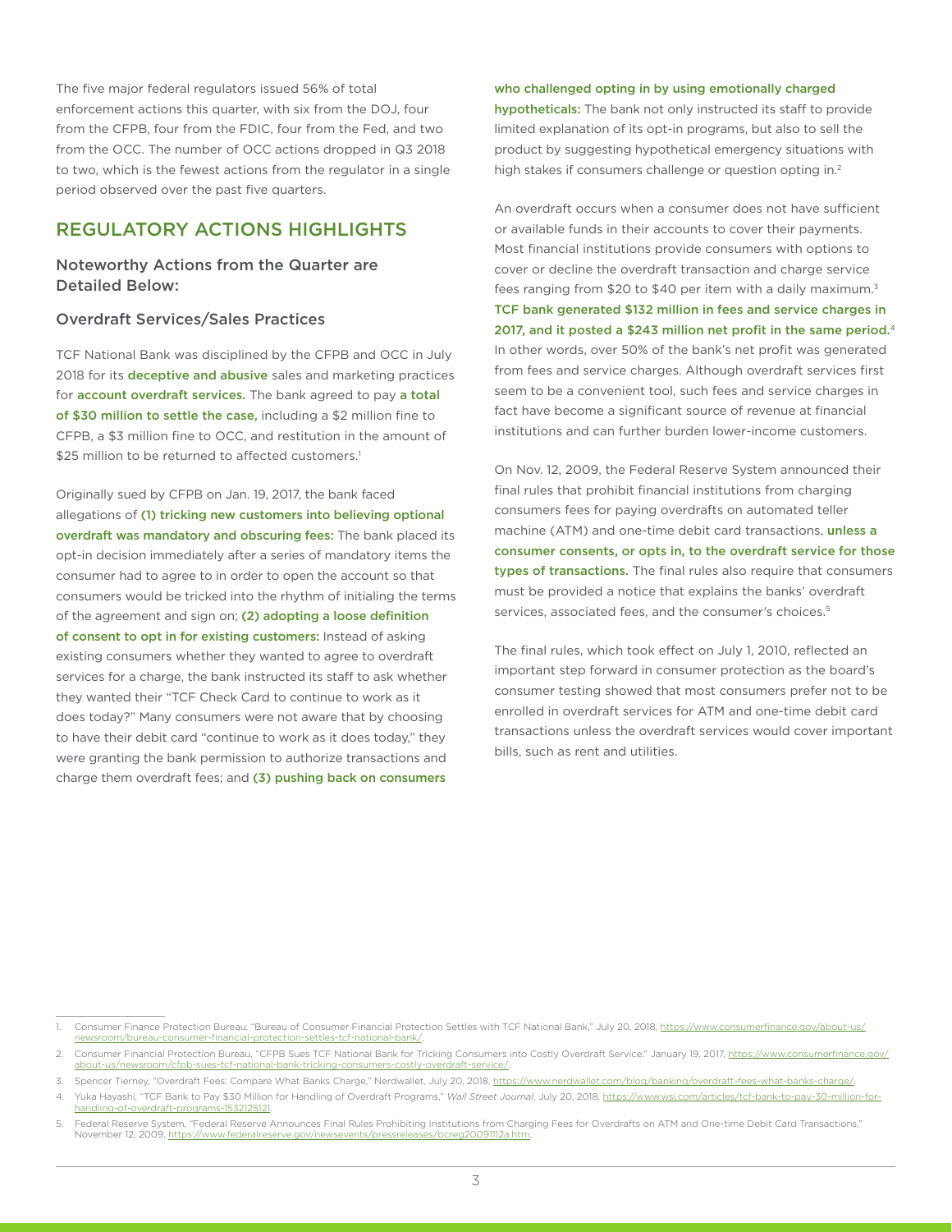The five major federal regulators issued 56% of total enforcement actions this quarter, with six from the DOJ, four from the CFPB, four from the FDIC, four from the Fed, and two from the OCC. The number of OCC actions dropped in Q3 2018 to two, which is the fewest actions from the regulator in a single period observed over the past five quarters.

## REGULATORY ACTIONS HIGHLIGHTS

### Noteworthy Actions from the Quarter are Detailed Below:

### Overdraft Services/Sales Practices

TCF National Bank was disciplined by the CFPB and OCC in July 2018 for its **deceptive and abusive** sales and marketing practices for **account overdraft services.** The bank agreed to pay **a total of $30 million to settle the case,** including a $2 million fine to CFPB, a $3 million fine to OCC, and restitution in the amount of $25 million to be returned to affected customers.[1]

Originally sued by CFPB on Jan. 19, 2017, the bank faced allegations of **(1) tricking new customers into believing optional overdraft was mandatory and obscuring fees:** The bank placed its opt-in decision immediately after a series of mandatory items the consumer had to agree to in order to open the account so that consumers would be tricked into the rhythm of initialing the terms of the agreement and sign on; **(2) adopting a loose definition of consent to opt in for existing customers:** Instead of asking existing consumers whether they wanted to agree to overdraft services for a charge, the bank instructed its staff to ask whether they wanted their "TCF Check Card to continue to work as it does today?" Many consumers were not aware that by choosing to have their debit card "continue to work as it does today," they were granting the bank permission to authorize transactions and charge them overdraft fees; and **(3) pushing back on consumers who challenged opting in by using emotionally charged hypotheticals:** The bank not only instructed its staff to provide limited explanation of its opt-in programs, but also to sell the product by suggesting hypothetical emergency situations with high stakes if consumers challenge or question opting in.[2]

An overdraft occurs when a consumer does not have sufficient or available funds in their accounts to cover their payments. Most financial institutions provide consumers with options to cover or decline the overdraft transaction and charge service fees ranging from $20 to $40 per item with a daily maximum.[3] **TCF bank generated $132 million in fees and service charges in 2017, and it posted a $243 million net profit in the same period.**[4] In other words, over 50% of the bank's net profit was generated from fees and service charges. Although overdraft services first seem to be a convenient tool, such fees and service charges in fact have become a significant source of revenue at financial institutions and can further burden lower-income customers.

On Nov. 12, 2009, the Federal Reserve System announced their final rules that prohibit financial institutions from charging consumers fees for paying overdrafts on automated teller machine (ATM) and one-time debit card transactions, **unless a consumer consents, or opts in, to the overdraft service for those types of transactions.** The final rules also require that consumers must be provided a notice that explains the banks' overdraft services, associated fees, and the consumer's choices.[5]

The final rules, which took effect on July 1, 2010, reflected an important step forward in consumer protection as the board's consumer testing showed that most consumers prefer not to be enrolled in overdraft services for ATM and one-time debit card transactions unless the overdraft services would cover important bills, such as rent and utilities.

---

1. Consumer Finance Protection Bureau, "Bureau of Consumer Financial Protection Settles with TCF National Bank," July 20, 2018, https://www.consumerfinance.gov/about-us/newsroom/bureau-consumer-financial-protection-settles-tcf-national-bank/.
2. Consumer Financial Protection Bureau, "CFPB Sues TCF National Bank for Tricking Consumers into Costly Overdraft Service," January 19, 2017, https://www.consumerfinance.gov/about-us/newsroom/cfpb-sues-tcf-national-bank-tricking-consumers-costly-overdraft-service/.
3. Spencer Tierney, "Overdraft Fees: Compare What Banks Charge," Nerdwallet, July 20, 2018, https://www.nerdwallet.com/blog/banking/overdraft-fees-what-banks-charge/.
4. Yuka Hayashi, "TCF Bank to Pay $30 Million for Handling of Overdraft Programs," *Wall Street Journal*, July 20, 2018, https://www.wsj.com/articles/tcf-bank-to-pay-30-million-for-handling-of-overdraft-programs-1532125121.
5. Federal Reserve System, "Federal Reserve Announces Final Rules Prohibiting Institutions from Charging Fees for Overdrafts on ATM and One-time Debit Card Transactions," November 12, 2009, https://www.federalreserve.gov/newsevents/pressreleases/bcreg20091112a.htm.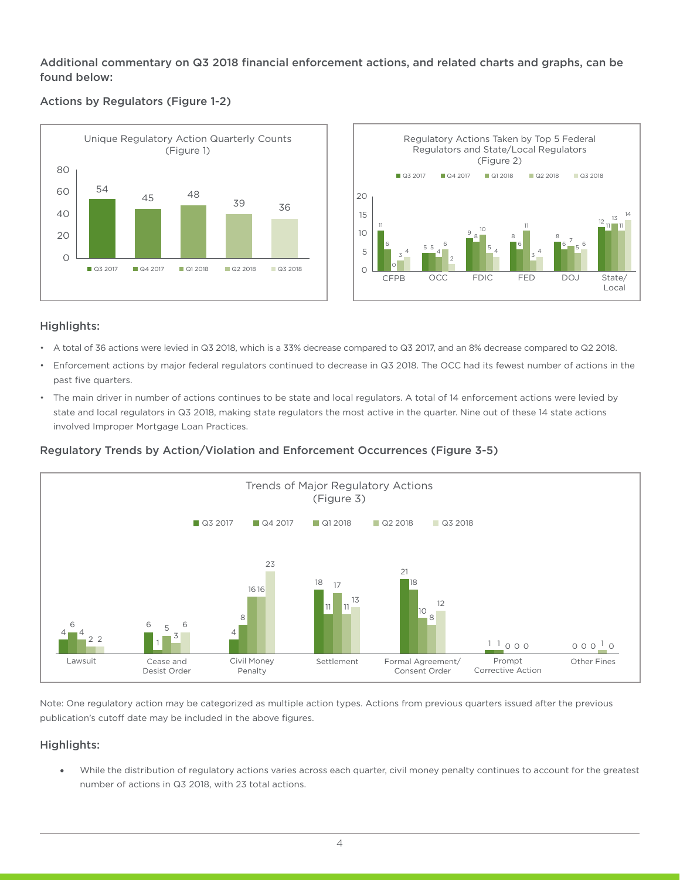**Additional commentary on Q3 2018 financial enforcement actions, and related charts and graphs, can be found below:**

### Actions by Regulators (Figure 1-2)

Unique Regulatory Action Quarterly Counts (Figure 1)

| Quarter | Count |
|---|---|
| Q3 2017 | 54 |
| Q4 2017 | 45 |
| Q1 2018 | 48 |
| Q2 2018 | 39 |
| Q3 2018 | 36 |

Regulatory Actions Taken by Top 5 Federal Regulators and State/Local Regulators (Figure 2)

| Regulator | Q3 2017 | Q4 2017 | Q1 2018 | Q2 2018 | Q3 2018 |
|---|---|---|---|---|---|
| CFPB | 11 | 6 | 0 | 3 | 4 |
| OCC | 5 | 5 | 4 | 6 | 2 |
| FDIC | 9 | 8 | 10 | 5 | 4 |
| FED | 8 | 6 | 11 | 3 | 4 |
| DOJ | 8 | 6 | 7 | 5 | 6 |
| State/Local | 12 | 11 | 13 | 11 | 14 |

### Highlights:

- A total of 36 actions were levied in Q3 2018, which is a 33% decrease compared to Q3 2017, and an 8% decrease compared to Q2 2018.
- Enforcement actions by major federal regulators continued to decrease in Q3 2018. The OCC had its fewest number of actions in the past five quarters.
- The main driver in number of actions continues to be state and local regulators. A total of 14 enforcement actions were levied by state and local regulators in Q3 2018, making state regulators the most active in the quarter. Nine out of these 14 state actions involved Improper Mortgage Loan Practices.

### Regulatory Trends by Action/Violation and Enforcement Occurrences (Figure 3-5)

Trends of Major Regulatory Actions (Figure 3)

| Action | Q3 2017 | Q4 2017 | Q1 2018 | Q2 2018 | Q3 2018 |
|---|---|---|---|---|---|
| Lawsuit | 4 | 6 | 4 | 2 | 2 |
| Cease and Desist Order | 6 | 1 | 5 | 3 | 6 |
| Civil Money Penalty | 4 | 8 | 16 | 16 | 23 |
| Settlement | 18 | 11 | 17 | 11 | 13 |
| Formal Agreement/ Consent Order | 21 | 18 | 10 | 8 | 12 |
| Prompt Corrective Action | 1 | 1 | 0 | 0 | 0 |
| Other Fines | 0 | 0 | 0 | 1 | 0 |

Note: One regulatory action may be categorized as multiple action types. Actions from previous quarters issued after the previous publication's cutoff date may be included in the above figures.

### Highlights:

- While the distribution of regulatory actions varies across each quarter, civil money penalty continues to account for the greatest number of actions in Q3 2018, with 23 total actions.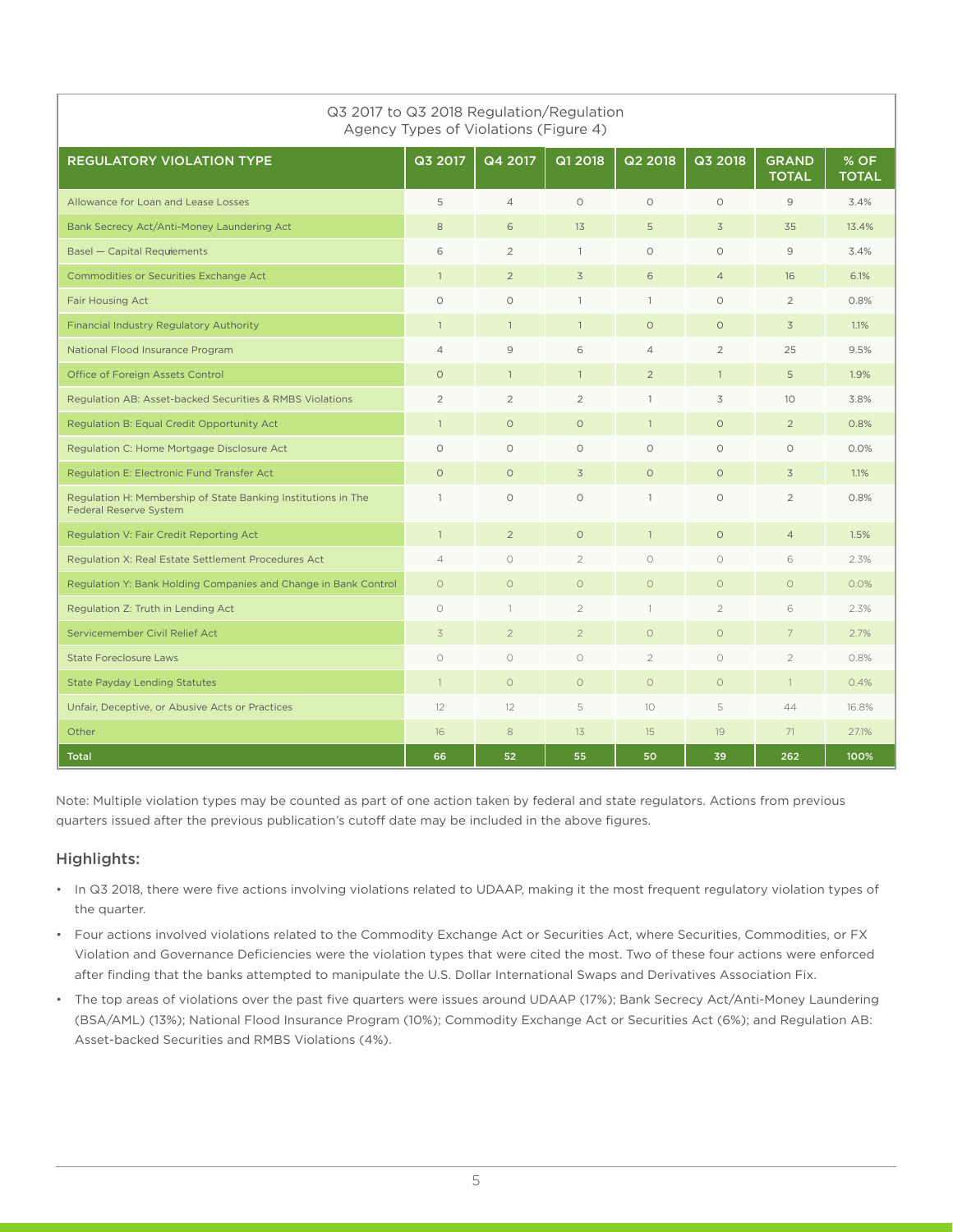Q3 2017 to Q3 2018 Regulation/Regulation Agency Types of Violations (Figure 4)

| REGULATORY VIOLATION TYPE | Q3 2017 | Q4 2017 | Q1 2018 | Q2 2018 | Q3 2018 | GRAND TOTAL | % OF TOTAL |
|---|---|---|---|---|---|---|---|
| Allowance for Loan and Lease Losses | 5 | 4 | 0 | 0 | 0 | 9 | 3.4% |
| Bank Secrecy Act/Anti-Money Laundering Act | 8 | 6 | 13 | 5 | 3 | 35 | 13.4% |
| Basel — Capital Requirements | 6 | 2 | 1 | 0 | 0 | 9 | 3.4% |
| Commodities or Securities Exchange Act | 1 | 2 | 3 | 6 | 4 | 16 | 6.1% |
| Fair Housing Act | 0 | 0 | 1 | 1 | 0 | 2 | 0.8% |
| Financial Industry Regulatory Authority | 1 | 1 | 1 | 0 | 0 | 3 | 1.1% |
| National Flood Insurance Program | 4 | 9 | 6 | 4 | 2 | 25 | 9.5% |
| Office of Foreign Assets Control | 0 | 1 | 1 | 2 | 1 | 5 | 1.9% |
| Regulation AB: Asset-backed Securities & RMBS Violations | 2 | 2 | 2 | 1 | 3 | 10 | 3.8% |
| Regulation B: Equal Credit Opportunity Act | 1 | 0 | 0 | 1 | 0 | 2 | 0.8% |
| Regulation C: Home Mortgage Disclosure Act | 0 | 0 | 0 | 0 | 0 | 0 | 0.0% |
| Regulation E: Electronic Fund Transfer Act | 0 | 0 | 3 | 0 | 0 | 3 | 1.1% |
| Regulation H: Membership of State Banking Institutions in The Federal Reserve System | 1 | 0 | 0 | 1 | 0 | 2 | 0.8% |
| Regulation V: Fair Credit Reporting Act | 1 | 2 | 0 | 1 | 0 | 4 | 1.5% |
| Regulation X: Real Estate Settlement Procedures Act | 4 | 0 | 2 | 0 | 0 | 6 | 2.3% |
| Regulation Y: Bank Holding Companies and Change in Bank Control | 0 | 0 | 0 | 0 | 0 | 0 | 0.0% |
| Regulation Z: Truth in Lending Act | 0 | 1 | 2 | 1 | 2 | 6 | 2.3% |
| Servicemember Civil Relief Act | 3 | 2 | 2 | 0 | 0 | 7 | 2.7% |
| State Foreclosure Laws | 0 | 0 | 0 | 2 | 0 | 2 | 0.8% |
| State Payday Lending Statutes | 1 | 0 | 0 | 0 | 0 | 1 | 0.4% |
| Unfair, Deceptive, or Abusive Acts or Practices | 12 | 12 | 5 | 10 | 5 | 44 | 16.8% |
| Other | 16 | 8 | 13 | 15 | 19 | 71 | 27.1% |
| **Total** | **66** | **52** | **55** | **50** | **39** | **262** | **100%** |

Note: Multiple violation types may be counted as part of one action taken by federal and state regulators. Actions from previous quarters issued after the previous publication's cutoff date may be included in the above figures.

### Highlights:

- In Q3 2018, there were five actions involving violations related to UDAAP, making it the most frequent regulatory violation types of the quarter.
- Four actions involved violations related to the Commodity Exchange Act or Securities Act, where Securities, Commodities, or FX Violation and Governance Deficiencies were the violation types that were cited the most. Two of these four actions were enforced after finding that the banks attempted to manipulate the U.S. Dollar International Swaps and Derivatives Association Fix.
- The top areas of violations over the past five quarters were issues around UDAAP (17%); Bank Secrecy Act/Anti-Money Laundering (BSA/AML) (13%); National Flood Insurance Program (10%); Commodity Exchange Act or Securities Act (6%); and Regulation AB: Asset-backed Securities and RMBS Violations (4%).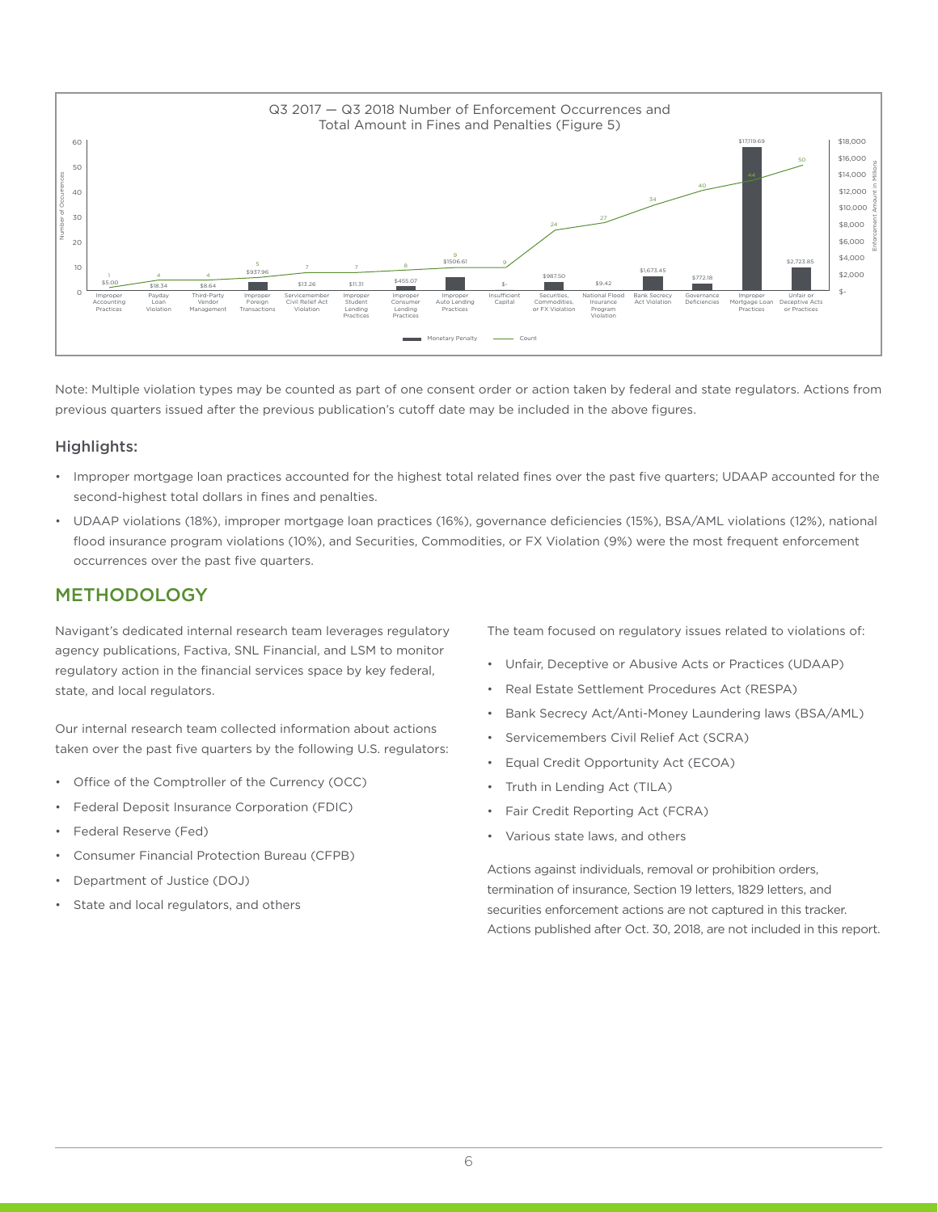Q3 2017 — Q3 2018 Number of Enforcement Occurrences and Total Amount in Fines and Penalties (Figure 5)

| Violation Type | Count | Monetary Penalty (in Millions) |
|---|---|---|
| Improper Accounting Practices | 1 | $5.00 |
| Payday Loan Violation | 4 | $18.34 |
| Third-Party Vendor Management | 4 | $8.64 |
| Improper Foreign Transactions | 5 | $937.96 |
| Servicemember Civil Relief Act Violation | 7 | $13.26 |
| Improper Student Lending Practices | 7 | $11.31 |
| Improper Consumer Lending Practices | 8 | $455.07 |
| Improper Auto Lending Practices | 9 | $1506.61 |
| Insufficient Capital | 9 | $- |
| Securities, Commodities, or FX Violation | 24 | $987.50 |
| National Flood Insurance Program Violation | 27 | $9.42 |
| Bank Secrecy Act Violation | 34 | $1,673.45 |
| Governance Deficiencies | 40 | $772.18 |
| Improper Mortgage Loan Practices | 44 | $17,119.69 |
| Unfair or Deceptive Acts or Practices | 50 | $2,723.85 |

Note: Multiple violation types may be counted as part of one consent order or action taken by federal and state regulators. Actions from previous quarters issued after the previous publication's cutoff date may be included in the above figures.

### Highlights:

- Improper mortgage loan practices accounted for the highest total related fines over the past five quarters; UDAAP accounted for the second-highest total dollars in fines and penalties.
- UDAAP violations (18%), improper mortgage loan practices (16%), governance deficiencies (15%), BSA/AML violations (12%), national flood insurance program violations (10%), and Securities, Commodities, or FX Violation (9%) were the most frequent enforcement occurrences over the past five quarters.

## METHODOLOGY

Navigant's dedicated internal research team leverages regulatory agency publications, Factiva, SNL Financial, and LSM to monitor regulatory action in the financial services space by key federal, state, and local regulators.

Our internal research team collected information about actions taken over the past five quarters by the following U.S. regulators:

- Office of the Comptroller of the Currency (OCC)
- Federal Deposit Insurance Corporation (FDIC)
- Federal Reserve (Fed)
- Consumer Financial Protection Bureau (CFPB)
- Department of Justice (DOJ)
- State and local regulators, and others

The team focused on regulatory issues related to violations of:

- Unfair, Deceptive or Abusive Acts or Practices (UDAAP)
- Real Estate Settlement Procedures Act (RESPA)
- Bank Secrecy Act/Anti-Money Laundering laws (BSA/AML)
- Servicemembers Civil Relief Act (SCRA)
- Equal Credit Opportunity Act (ECOA)
- Truth in Lending Act (TILA)
- Fair Credit Reporting Act (FCRA)
- Various state laws, and others

Actions against individuals, removal or prohibition orders, termination of insurance, Section 19 letters, 1829 letters, and securities enforcement actions are not captured in this tracker. Actions published after Oct. 30, 2018, are not included in this report.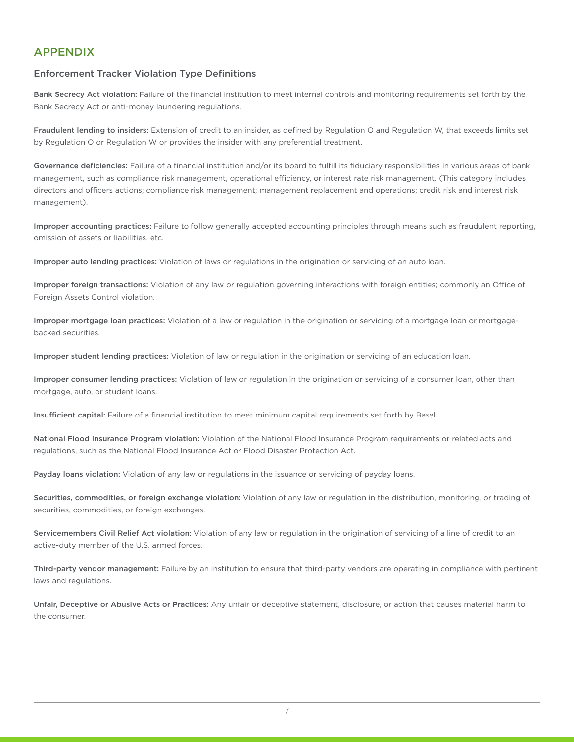## APPENDIX

### Enforcement Tracker Violation Type Definitions

**Bank Secrecy Act violation:** Failure of the financial institution to meet internal controls and monitoring requirements set forth by the Bank Secrecy Act or anti-money laundering regulations.

**Fraudulent lending to insiders:** Extension of credit to an insider, as defined by Regulation O and Regulation W, that exceeds limits set by Regulation O or Regulation W or provides the insider with any preferential treatment.

**Governance deficiencies:** Failure of a financial institution and/or its board to fulfill its fiduciary responsibilities in various areas of bank management, such as compliance risk management, operational efficiency, or interest rate risk management. (This category includes directors and officers actions; compliance risk management; management replacement and operations; credit risk and interest risk management).

**Improper accounting practices:** Failure to follow generally accepted accounting principles through means such as fraudulent reporting, omission of assets or liabilities, etc.

**Improper auto lending practices:** Violation of laws or regulations in the origination or servicing of an auto loan.

**Improper foreign transactions:** Violation of any law or regulation governing interactions with foreign entities; commonly an Office of Foreign Assets Control violation.

**Improper mortgage loan practices:** Violation of a law or regulation in the origination or servicing of a mortgage loan or mortgage-backed securities.

**Improper student lending practices:** Violation of law or regulation in the origination or servicing of an education loan.

**Improper consumer lending practices:** Violation of law or regulation in the origination or servicing of a consumer loan, other than mortgage, auto, or student loans.

**Insufficient capital:** Failure of a financial institution to meet minimum capital requirements set forth by Basel.

**National Flood Insurance Program violation:** Violation of the National Flood Insurance Program requirements or related acts and regulations, such as the National Flood Insurance Act or Flood Disaster Protection Act.

**Payday loans violation:** Violation of any law or regulations in the issuance or servicing of payday loans.

**Securities, commodities, or foreign exchange violation:** Violation of any law or regulation in the distribution, monitoring, or trading of securities, commodities, or foreign exchanges.

**Servicemembers Civil Relief Act violation:** Violation of any law or regulation in the origination of servicing of a line of credit to an active-duty member of the U.S. armed forces.

**Third-party vendor management:** Failure by an institution to ensure that third-party vendors are operating in compliance with pertinent laws and regulations.

**Unfair, Deceptive or Abusive Acts or Practices:** Any unfair or deceptive statement, disclosure, or action that causes material harm to the consumer.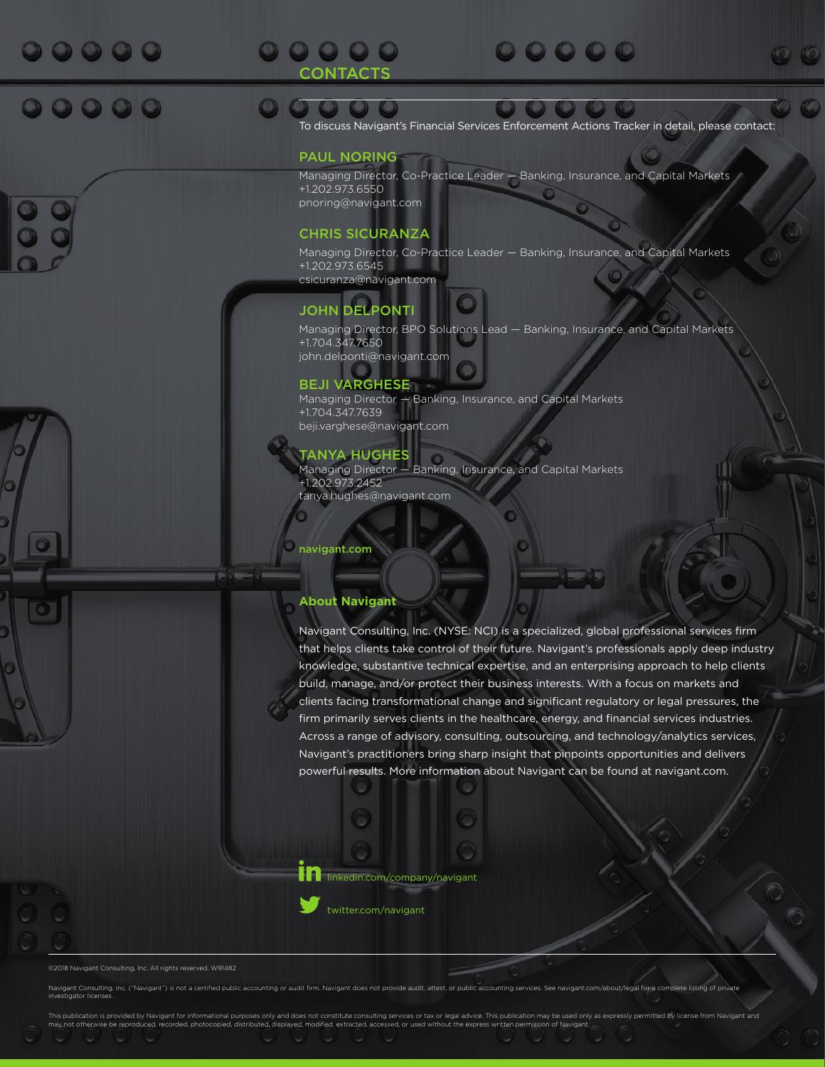## CONTACTS

To discuss Navigant's Financial Services Enforcement Actions Tracker in detail, please contact:

### PAUL NORING

Managing Director, Co-Practice Leader — Banking, Insurance, and Capital Markets
+1.202.973.6550
pnoring@navigant.com

### CHRIS SICURANZA

Managing Director, Co-Practice Leader — Banking, Insurance, and Capital Markets
+1.202.973.6545
csicuranza@navigant.com

### JOHN DELPONTI

Managing Director, BPO Solutions Lead — Banking, Insurance, and Capital Markets
+1.704.347.7650
john.delponti@navigant.com

### BEJI VARGHESE

Managing Director — Banking, Insurance, and Capital Markets
+1.704.347.7639
beji.varghese@navigant.com

### TANYA HUGHES

Managing Director — Banking, Insurance, and Capital Markets
+1.202.973.2452
tanya.hughes@navigant.com

**navigant.com**

**About Navigant**

Navigant Consulting, Inc. (NYSE: NCI) is a specialized, global professional services firm that helps clients take control of their future. Navigant's professionals apply deep industry knowledge, substantive technical expertise, and an enterprising approach to help clients build, manage, and/or protect their business interests. With a focus on markets and clients facing transformational change and significant regulatory or legal pressures, the firm primarily serves clients in the healthcare, energy, and financial services industries. Across a range of advisory, consulting, outsourcing, and technology/analytics services, Navigant's practitioners bring sharp insight that pinpoints opportunities and delivers powerful results. More information about Navigant can be found at navigant.com.

linkedin.com/company/navigant

twitter.com/navigant

©2018 Navigant Consulting, Inc. All rights reserved. W91482

Navigant Consulting, Inc. ("Navigant") is not a certified public accounting or audit firm. Navigant does not provide audit, attest, or public accounting services. See navigant.com/about/legal for a complete listing of private investigator licenses.

This publication is provided by Navigant for informational purposes only and does not constitute consulting services or tax or legal advice. This publication may be used only as expressly permitted by license from Navigant and may not otherwise be reproduced, recorded, photocopied, distributed, displayed, modified, extracted, accessed, or used without the express written permission of Navigant.